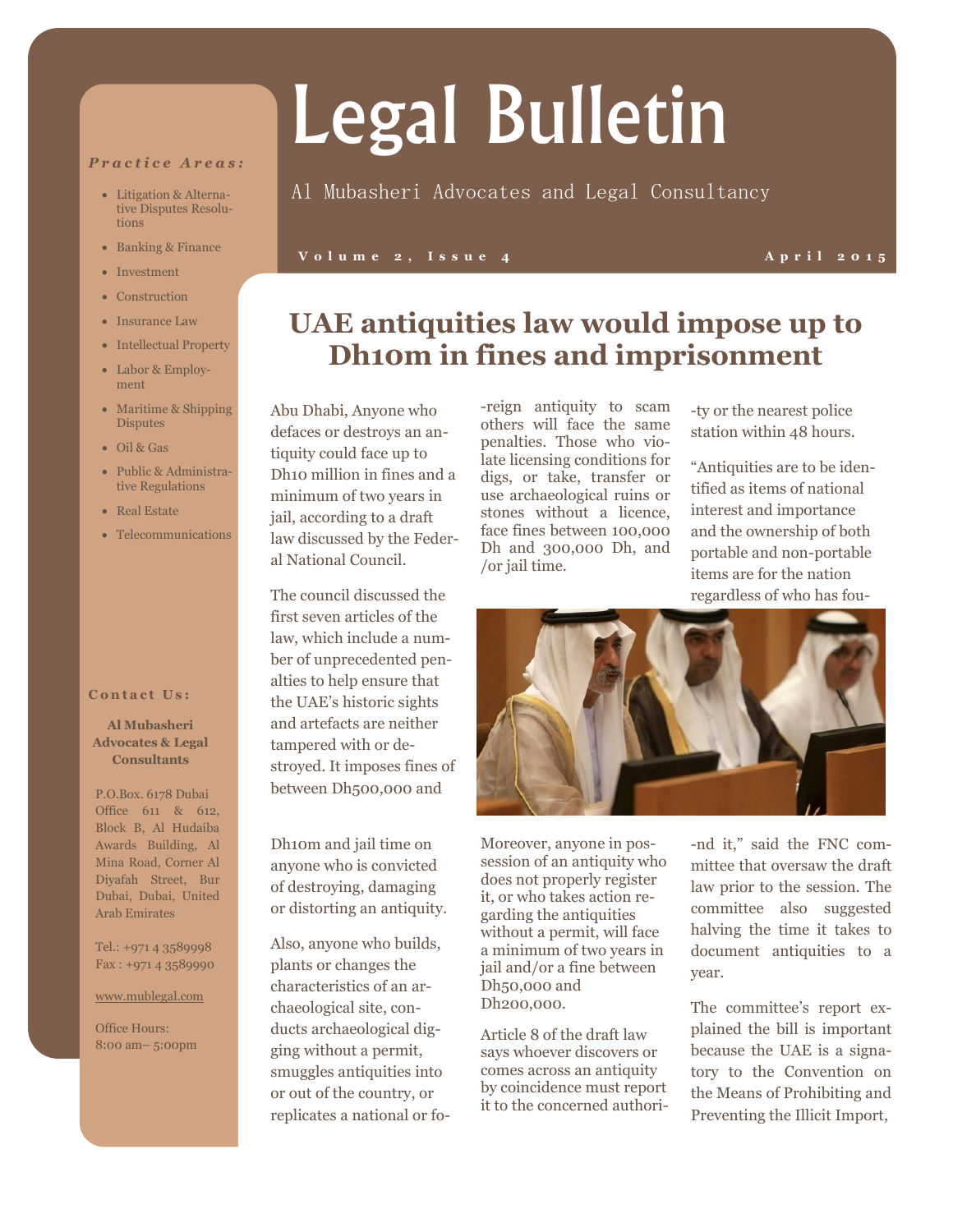# Legal Bulletin

Al Mubasheri Advocates and Legal Consultancy

Volume 2, Issue 4 — April 2015

***Practice Areas:***

- Litigation & Alternative Disputes Resolutions
- Banking & Finance
- Investment
- Construction
- Insurance Law
- Intellectual Property
- Labor & Employment
- Maritime & Shipping Disputes
- Oil & Gas
- Public & Administrative Regulations
- Real Estate
- Telecommunications

**Contact Us:**

**Al Mubasheri Advocates & Legal Consultants**

P.O.Box. 6178 Dubai
Office 611 & 612, Block B, Al Hudaiba Awards Building, Al Mina Road, Corner Al Diyafah Street, Bur Dubai, Dubai, United Arab Emirates

Tel.: +971 4 3589998
Fax : +971 4 3589990

www.mublegal.com

Office Hours:
8:00 am– 5:00pm

## UAE antiquities law would impose up to Dh10m in fines and imprisonment

Abu Dhabi, Anyone who defaces or destroys an antiquity could face up to Dh10 million in fines and a minimum of two years in jail, according to a draft law discussed by the Federal National Council.

The council discussed the first seven articles of the law, which include a number of unprecedented penalties to help ensure that the UAE's historic sights and artefacts are neither tampered with or destroyed. It imposes fines of between Dh500,000 and Dh10m and jail time on anyone who is convicted of destroying, damaging or distorting an antiquity.

Also, anyone who builds, plants or changes the characteristics of an archaeological site, conducts archaeological digging without a permit, smuggles antiquities into or out of the country, or replicates a national or foreign antiquity to scam others will face the same penalties. Those who violate licensing conditions for digs, or take, transfer or use archaeological ruins or stones without a licence, face fines between 100,000 Dh and 300,000 Dh, and /or jail time.

Moreover, anyone in possession of an antiquity who does not properly register it, or who takes action regarding the antiquities without a permit, will face a minimum of two years in jail and/or a fine between Dh50,000 and Dh200,000.

Article 8 of the draft law says whoever discovers or comes across an antiquity by coincidence must report it to the concerned authority or the nearest police station within 48 hours.

"Antiquities are to be identified as items of national interest and importance and the ownership of both portable and non-portable items are for the nation regardless of who has found it," said the FNC committee that oversaw the draft law prior to the session. The committee also suggested halving the time it takes to document antiquities to a year.

The committee's report explained the bill is important because the UAE is a signatory to the Convention on the Means of Prohibiting and Preventing the Illicit Import,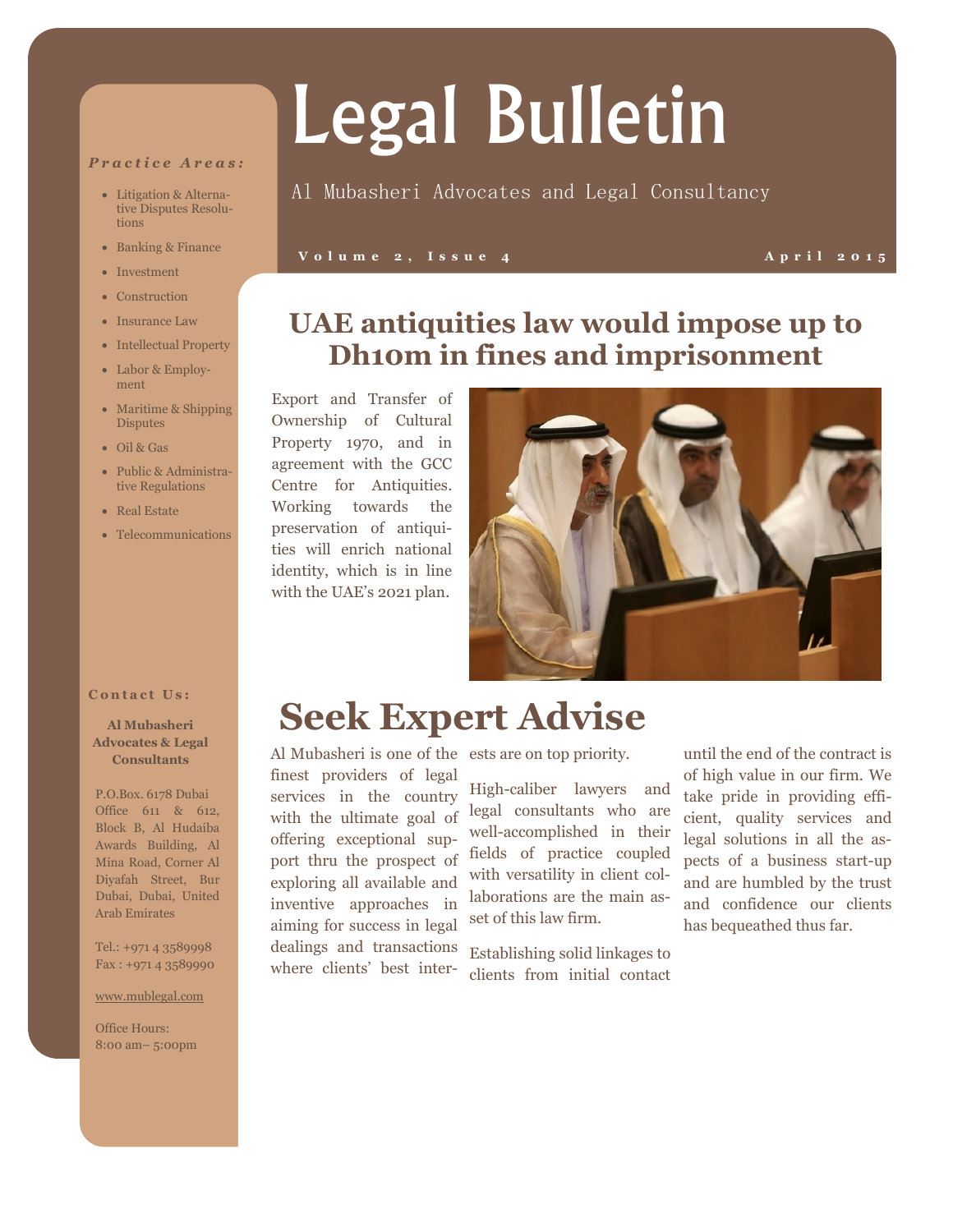# Legal Bulletin

Al Mubasheri Advocates and Legal Consultancy

Volume 2, Issue 4 — April 2015

***Practice Areas:***

- Litigation & Alternative Disputes Resolutions
- Banking & Finance
- Investment
- Construction
- Insurance Law
- Intellectual Property
- Labor & Employment
- Maritime & Shipping Disputes
- Oil & Gas
- Public & Administrative Regulations
- Real Estate
- Telecommunications

## UAE antiquities law would impose up to Dh10m in fines and imprisonment

Export and Transfer of Ownership of Cultural Property 1970, and in agreement with the GCC Centre for Antiquities. Working towards the preservation of antiquities will enrich national identity, which is in line with the UAE's 2021 plan.

# Seek Expert Advise

Al Mubasheri is one of the finest providers of legal services in the country with the ultimate goal of offering exceptional support thru the prospect of exploring all available and inventive approaches in aiming for success in legal dealings and transactions where clients' best interests are on top priority.

High-caliber lawyers and legal consultants who are well-accomplished in their fields of practice coupled with versatility in client collaborations are the main asset of this law firm.

Establishing solid linkages to clients from initial contact until the end of the contract is of high value in our firm. We take pride in providing efficient, quality services and legal solutions in all the aspects of a business start-up and are humbled by the trust and confidence our clients has bequeathed thus far.

**Contact Us:**

**Al Mubasheri Advocates & Legal Consultants**

P.O.Box. 6178 Dubai Office 611 & 612, Block B, Al Hudaiba Awards Building, Al Mina Road, Corner Al Diyafah Street, Bur Dubai, Dubai, United Arab Emirates

Tel.: +971 4 3589998
Fax : +971 4 3589990

www.mublegal.com

Office Hours:
8:00 am– 5:00pm